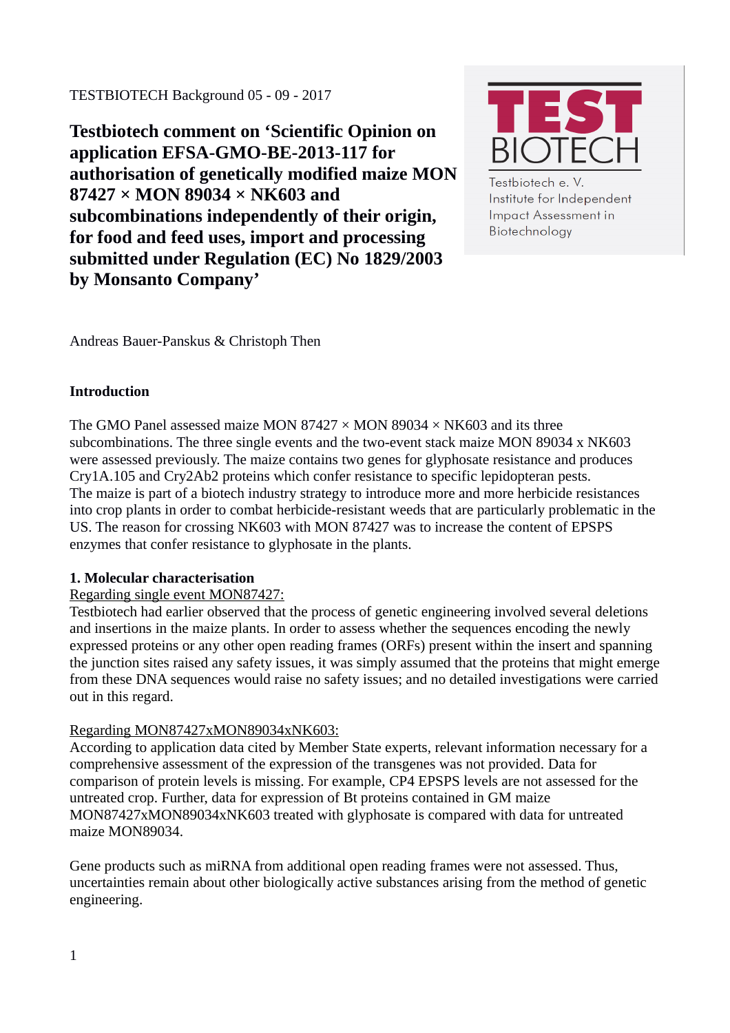TESTBIOTECH Background 05 - 09 - 2017

# Testbiotech comment on 'Scientific Opinion on application EFSA-GMO-BE-2013-117 for authorisation of genetically modified maize MON 87427 × MON 89034 × NK603 and subcombinations independently of their origin, for food and feed uses, import and processing submitted under Regulation (EC) No 1829/2003 by Monsanto Company'

Testbiotech e. V.
Institute for Independent Impact Assessment in Biotechnology

Andreas Bauer-Panskus & Christoph Then

## Introduction

The GMO Panel assessed maize MON 87427 × MON 89034 × NK603 and its three subcombinations. The three single events and the two-event stack maize MON 89034 x NK603 were assessed previously. The maize contains two genes for glyphosate resistance and produces Cry1A.105 and Cry2Ab2 proteins which confer resistance to specific lepidopteran pests.
The maize is part of a biotech industry strategy to introduce more and more herbicide resistances into crop plants in order to combat herbicide-resistant weeds that are particularly problematic in the US. The reason for crossing NK603 with MON 87427 was to increase the content of EPSPS enzymes that confer resistance to glyphosate in the plants.

## 1. Molecular characterisation

Regarding single event MON87427:
Testbiotech had earlier observed that the process of genetic engineering involved several deletions and insertions in the maize plants. In order to assess whether the sequences encoding the newly expressed proteins or any other open reading frames (ORFs) present within the insert and spanning the junction sites raised any safety issues, it was simply assumed that the proteins that might emerge from these DNA sequences would raise no safety issues; and no detailed investigations were carried out in this regard.

Regarding MON87427xMON89034xNK603:
According to application data cited by Member State experts, relevant information necessary for a comprehensive assessment of the expression of the transgenes was not provided. Data for comparison of protein levels is missing. For example, CP4 EPSPS levels are not assessed for the untreated crop. Further, data for expression of Bt proteins contained in GM maize MON87427xMON89034xNK603 treated with glyphosate is compared with data for untreated maize MON89034.

Gene products such as miRNA from additional open reading frames were not assessed. Thus, uncertainties remain about other biologically active substances arising from the method of genetic engineering.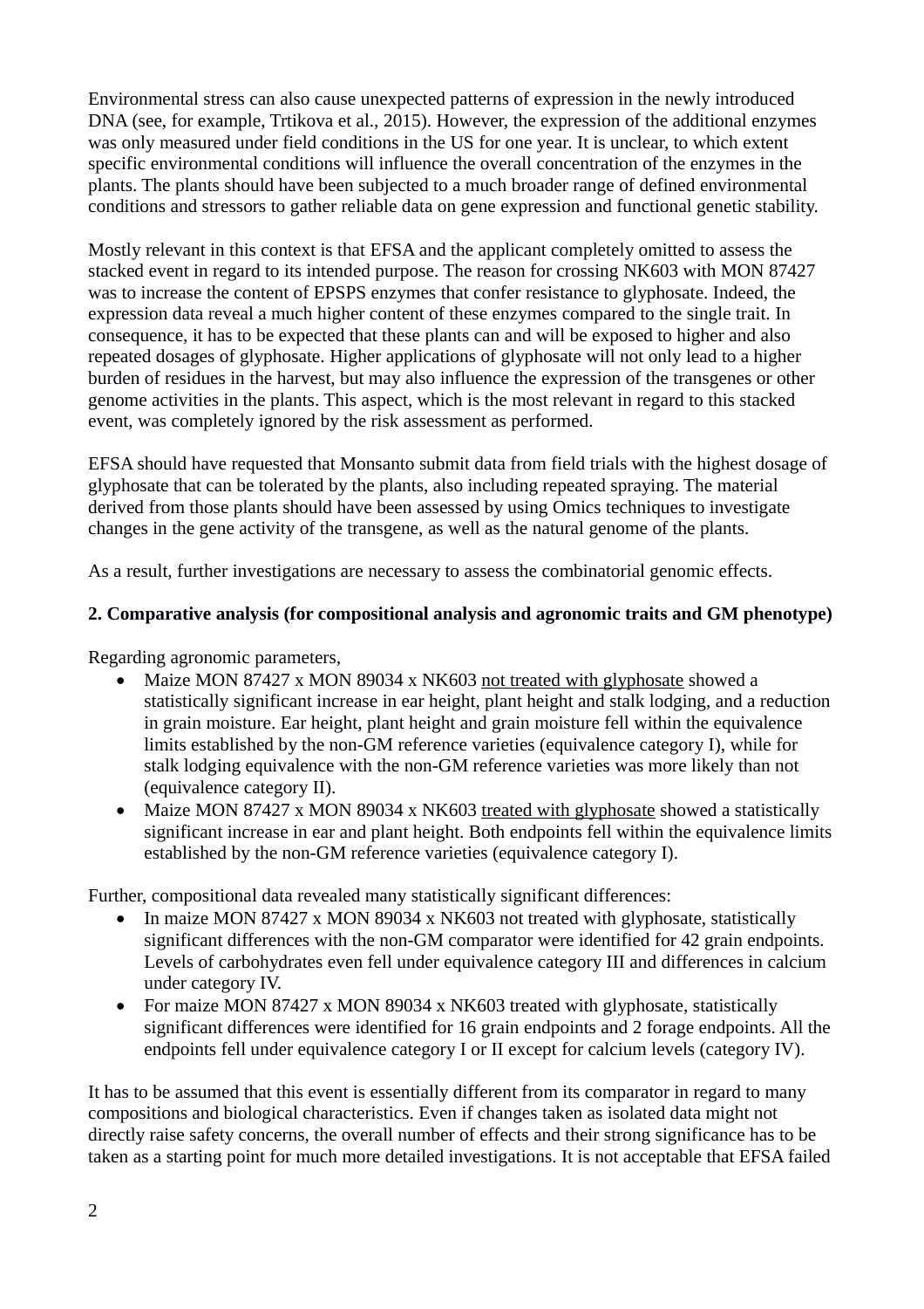Environmental stress can also cause unexpected patterns of expression in the newly introduced DNA (see, for example, Trtikova et al., 2015). However, the expression of the additional enzymes was only measured under field conditions in the US for one year. It is unclear, to which extent specific environmental conditions will influence the overall concentration of the enzymes in the plants. The plants should have been subjected to a much broader range of defined environmental conditions and stressors to gather reliable data on gene expression and functional genetic stability.

Mostly relevant in this context is that EFSA and the applicant completely omitted to assess the stacked event in regard to its intended purpose. The reason for crossing NK603 with MON 87427 was to increase the content of EPSPS enzymes that confer resistance to glyphosate. Indeed, the expression data reveal a much higher content of these enzymes compared to the single trait. In consequence, it has to be expected that these plants can and will be exposed to higher and also repeated dosages of glyphosate. Higher applications of glyphosate will not only lead to a higher burden of residues in the harvest, but may also influence the expression of the transgenes or other genome activities in the plants. This aspect, which is the most relevant in regard to this stacked event, was completely ignored by the risk assessment as performed.

EFSA should have requested that Monsanto submit data from field trials with the highest dosage of glyphosate that can be tolerated by the plants, also including repeated spraying. The material derived from those plants should have been assessed by using Omics techniques to investigate changes in the gene activity of the transgene, as well as the natural genome of the plants.

As a result, further investigations are necessary to assess the combinatorial genomic effects.

**2. Comparative analysis (for compositional analysis and agronomic traits and GM phenotype)**

Regarding agronomic parameters,

- Maize MON 87427 x MON 89034 x NK603 not treated with glyphosate showed a statistically significant increase in ear height, plant height and stalk lodging, and a reduction in grain moisture. Ear height, plant height and grain moisture fell within the equivalence limits established by the non-GM reference varieties (equivalence category I), while for stalk lodging equivalence with the non-GM reference varieties was more likely than not (equivalence category II).
- Maize MON 87427 x MON 89034 x NK603 treated with glyphosate showed a statistically significant increase in ear and plant height. Both endpoints fell within the equivalence limits established by the non-GM reference varieties (equivalence category I).

Further, compositional data revealed many statistically significant differences:

- In maize MON 87427 x MON 89034 x NK603 not treated with glyphosate, statistically significant differences with the non-GM comparator were identified for 42 grain endpoints. Levels of carbohydrates even fell under equivalence category III and differences in calcium under category IV.
- For maize MON 87427 x MON 89034 x NK603 treated with glyphosate, statistically significant differences were identified for 16 grain endpoints and 2 forage endpoints. All the endpoints fell under equivalence category I or II except for calcium levels (category IV).

It has to be assumed that this event is essentially different from its comparator in regard to many compositions and biological characteristics. Even if changes taken as isolated data might not directly raise safety concerns, the overall number of effects and their strong significance has to be taken as a starting point for much more detailed investigations. It is not acceptable that EFSA failed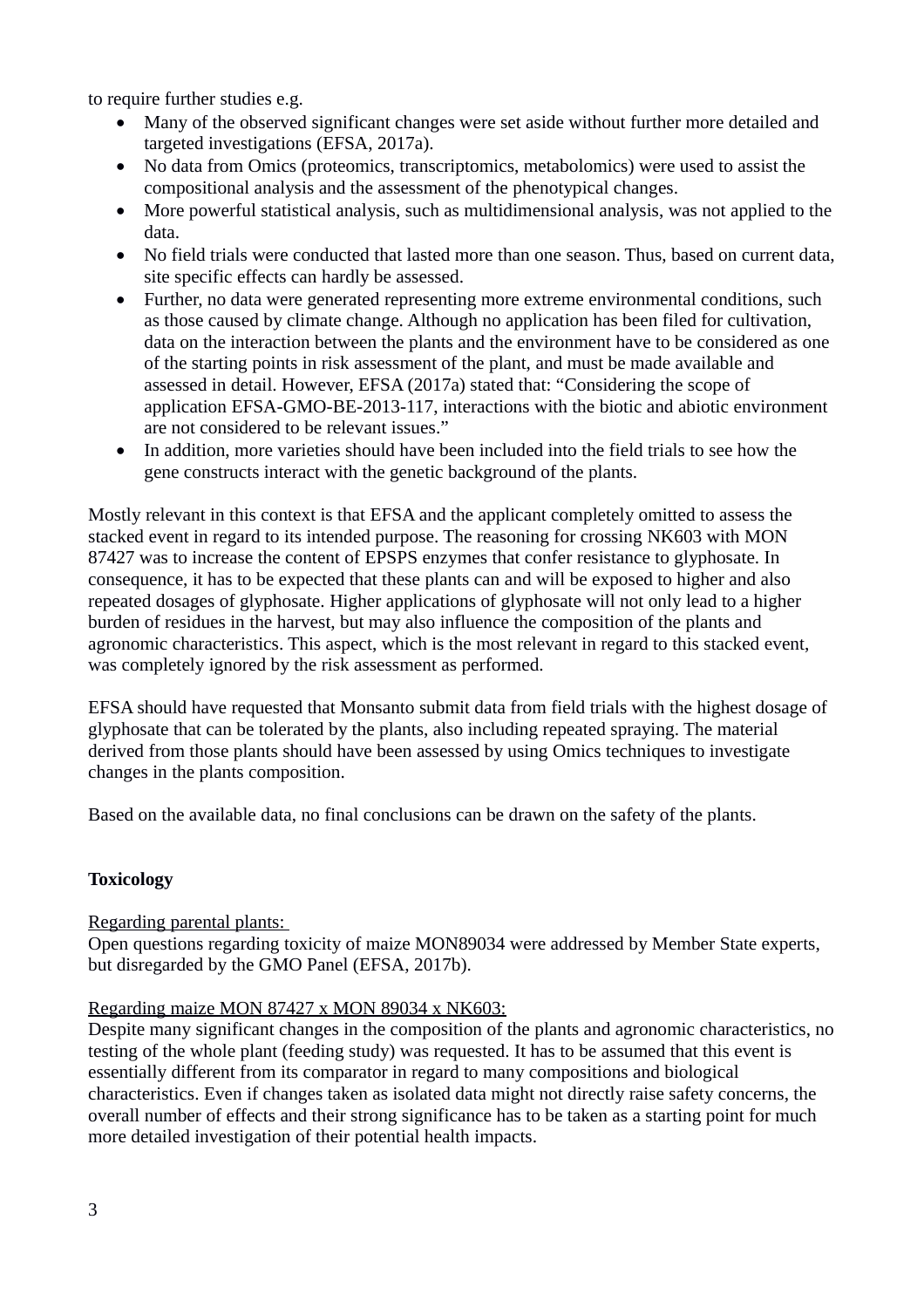to require further studies e.g.

- Many of the observed significant changes were set aside without further more detailed and targeted investigations (EFSA, 2017a).
- No data from Omics (proteomics, transcriptomics, metabolomics) were used to assist the compositional analysis and the assessment of the phenotypical changes.
- More powerful statistical analysis, such as multidimensional analysis, was not applied to the data.
- No field trials were conducted that lasted more than one season. Thus, based on current data, site specific effects can hardly be assessed.
- Further, no data were generated representing more extreme environmental conditions, such as those caused by climate change. Although no application has been filed for cultivation, data on the interaction between the plants and the environment have to be considered as one of the starting points in risk assessment of the plant, and must be made available and assessed in detail. However, EFSA (2017a) stated that: "Considering the scope of application EFSA-GMO-BE-2013-117, interactions with the biotic and abiotic environment are not considered to be relevant issues."
- In addition, more varieties should have been included into the field trials to see how the gene constructs interact with the genetic background of the plants.

Mostly relevant in this context is that EFSA and the applicant completely omitted to assess the stacked event in regard to its intended purpose. The reasoning for crossing NK603 with MON 87427 was to increase the content of EPSPS enzymes that confer resistance to glyphosate. In consequence, it has to be expected that these plants can and will be exposed to higher and also repeated dosages of glyphosate. Higher applications of glyphosate will not only lead to a higher burden of residues in the harvest, but may also influence the composition of the plants and agronomic characteristics. This aspect, which is the most relevant in regard to this stacked event, was completely ignored by the risk assessment as performed.

EFSA should have requested that Monsanto submit data from field trials with the highest dosage of glyphosate that can be tolerated by the plants, also including repeated spraying. The material derived from those plants should have been assessed by using Omics techniques to investigate changes in the plants composition.

Based on the available data, no final conclusions can be drawn on the safety of the plants.

**Toxicology**

Regarding parental plants:
Open questions regarding toxicity of maize MON89034 were addressed by Member State experts, but disregarded by the GMO Panel (EFSA, 2017b).

Regarding maize MON 87427 x MON 89034 x NK603:
Despite many significant changes in the composition of the plants and agronomic characteristics, no testing of the whole plant (feeding study) was requested. It has to be assumed that this event is essentially different from its comparator in regard to many compositions and biological characteristics. Even if changes taken as isolated data might not directly raise safety concerns, the overall number of effects and their strong significance has to be taken as a starting point for much more detailed investigation of their potential health impacts.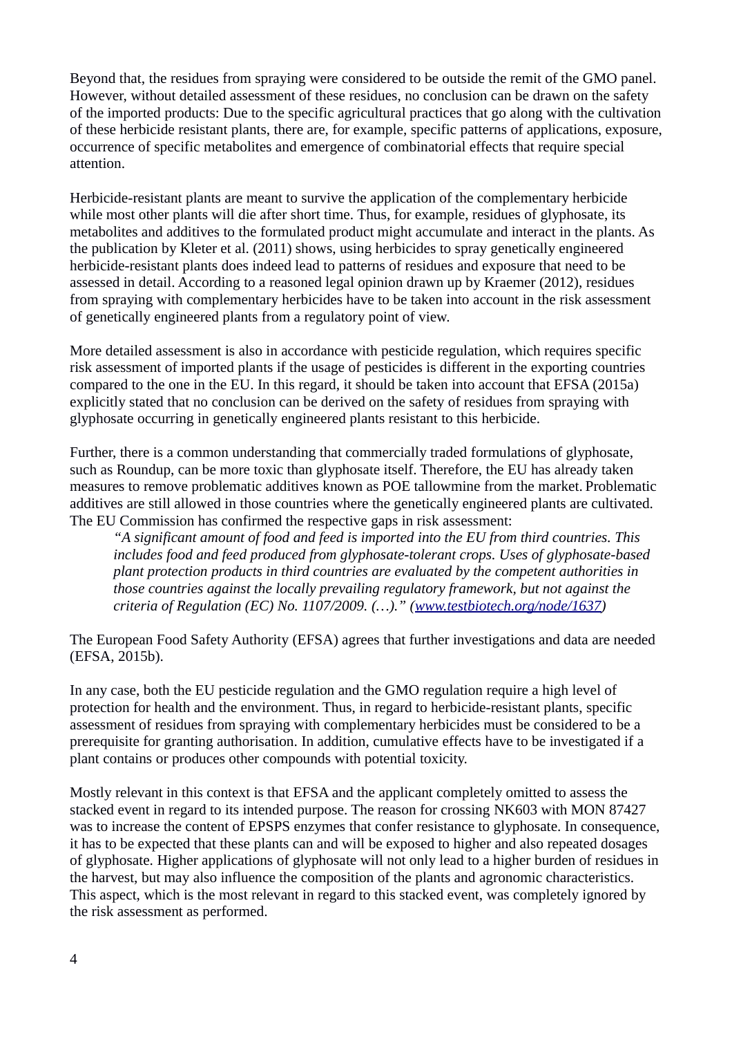Beyond that, the residues from spraying were considered to be outside the remit of the GMO panel. However, without detailed assessment of these residues, no conclusion can be drawn on the safety of the imported products: Due to the specific agricultural practices that go along with the cultivation of these herbicide resistant plants, there are, for example, specific patterns of applications, exposure, occurrence of specific metabolites and emergence of combinatorial effects that require special attention.

Herbicide-resistant plants are meant to survive the application of the complementary herbicide while most other plants will die after short time. Thus, for example, residues of glyphosate, its metabolites and additives to the formulated product might accumulate and interact in the plants. As the publication by Kleter et al. (2011) shows, using herbicides to spray genetically engineered herbicide-resistant plants does indeed lead to patterns of residues and exposure that need to be assessed in detail. According to a reasoned legal opinion drawn up by Kraemer (2012), residues from spraying with complementary herbicides have to be taken into account in the risk assessment of genetically engineered plants from a regulatory point of view.

More detailed assessment is also in accordance with pesticide regulation, which requires specific risk assessment of imported plants if the usage of pesticides is different in the exporting countries compared to the one in the EU. In this regard, it should be taken into account that EFSA (2015a) explicitly stated that no conclusion can be derived on the safety of residues from spraying with glyphosate occurring in genetically engineered plants resistant to this herbicide.

Further, there is a common understanding that commercially traded formulations of glyphosate, such as Roundup, can be more toxic than glyphosate itself. Therefore, the EU has already taken measures to remove problematic additives known as POE tallowmine from the market. Problematic additives are still allowed in those countries where the genetically engineered plants are cultivated. The EU Commission has confirmed the respective gaps in risk assessment:

> *"A significant amount of food and feed is imported into the EU from third countries. This includes food and feed produced from glyphosate-tolerant crops. Uses of glyphosate-based plant protection products in third countries are evaluated by the competent authorities in those countries against the locally prevailing regulatory framework, but not against the criteria of Regulation (EC) No. 1107/2009. (…)." (www.testbiotech.org/node/1637)*

The European Food Safety Authority (EFSA) agrees that further investigations and data are needed (EFSA, 2015b).

In any case, both the EU pesticide regulation and the GMO regulation require a high level of protection for health and the environment. Thus, in regard to herbicide-resistant plants, specific assessment of residues from spraying with complementary herbicides must be considered to be a prerequisite for granting authorisation. In addition, cumulative effects have to be investigated if a plant contains or produces other compounds with potential toxicity.

Mostly relevant in this context is that EFSA and the applicant completely omitted to assess the stacked event in regard to its intended purpose. The reason for crossing NK603 with MON 87427 was to increase the content of EPSPS enzymes that confer resistance to glyphosate. In consequence, it has to be expected that these plants can and will be exposed to higher and also repeated dosages of glyphosate. Higher applications of glyphosate will not only lead to a higher burden of residues in the harvest, but may also influence the composition of the plants and agronomic characteristics. This aspect, which is the most relevant in regard to this stacked event, was completely ignored by the risk assessment as performed.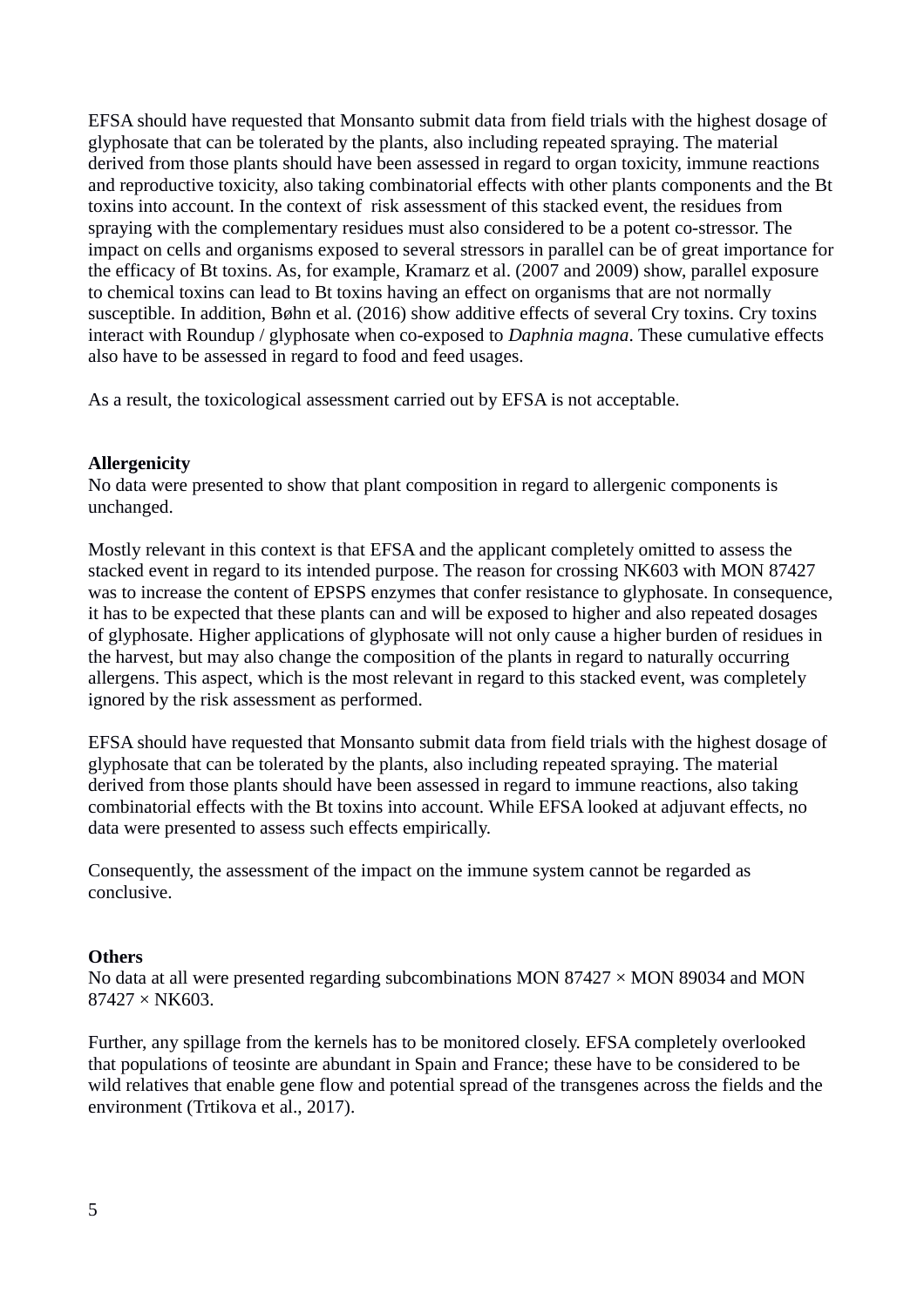EFSA should have requested that Monsanto submit data from field trials with the highest dosage of glyphosate that can be tolerated by the plants, also including repeated spraying. The material derived from those plants should have been assessed in regard to organ toxicity, immune reactions and reproductive toxicity, also taking combinatorial effects with other plants components and the Bt toxins into account. In the context of risk assessment of this stacked event, the residues from spraying with the complementary residues must also considered to be a potent co-stressor. The impact on cells and organisms exposed to several stressors in parallel can be of great importance for the efficacy of Bt toxins. As, for example, Kramarz et al. (2007 and 2009) show, parallel exposure to chemical toxins can lead to Bt toxins having an effect on organisms that are not normally susceptible. In addition, Bøhn et al. (2016) show additive effects of several Cry toxins. Cry toxins interact with Roundup / glyphosate when co-exposed to *Daphnia magna*. These cumulative effects also have to be assessed in regard to food and feed usages.

As a result, the toxicological assessment carried out by EFSA is not acceptable.

**Allergenicity**

No data were presented to show that plant composition in regard to allergenic components is unchanged.

Mostly relevant in this context is that EFSA and the applicant completely omitted to assess the stacked event in regard to its intended purpose. The reason for crossing NK603 with MON 87427 was to increase the content of EPSPS enzymes that confer resistance to glyphosate. In consequence, it has to be expected that these plants can and will be exposed to higher and also repeated dosages of glyphosate. Higher applications of glyphosate will not only cause a higher burden of residues in the harvest, but may also change the composition of the plants in regard to naturally occurring allergens. This aspect, which is the most relevant in regard to this stacked event, was completely ignored by the risk assessment as performed.

EFSA should have requested that Monsanto submit data from field trials with the highest dosage of glyphosate that can be tolerated by the plants, also including repeated spraying. The material derived from those plants should have been assessed in regard to immune reactions, also taking combinatorial effects with the Bt toxins into account. While EFSA looked at adjuvant effects, no data were presented to assess such effects empirically.

Consequently, the assessment of the impact on the immune system cannot be regarded as conclusive.

**Others**

No data at all were presented regarding subcombinations MON 87427 × MON 89034 and MON 87427 × NK603.

Further, any spillage from the kernels has to be monitored closely. EFSA completely overlooked that populations of teosinte are abundant in Spain and France; these have to be considered to be wild relatives that enable gene flow and potential spread of the transgenes across the fields and the environment (Trtikova et al., 2017).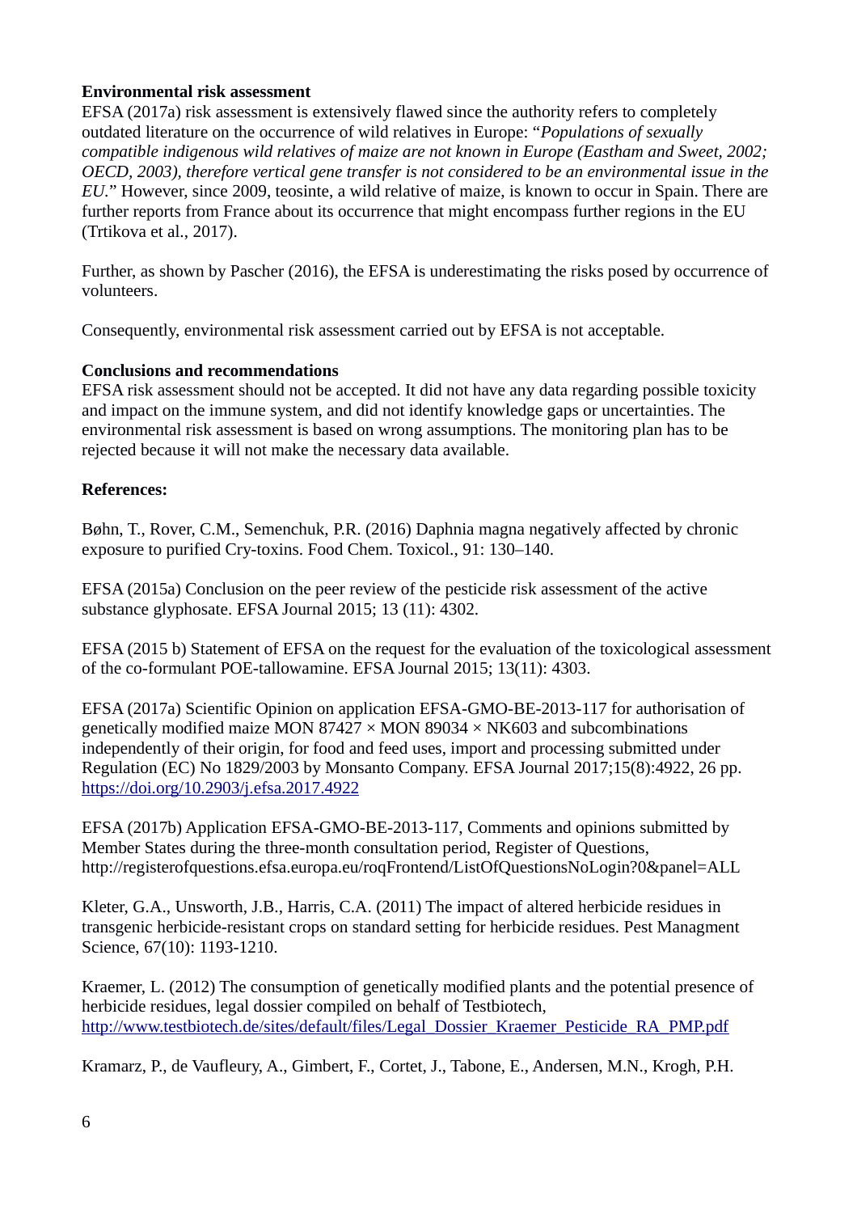**Environmental risk assessment**

EFSA (2017a) risk assessment is extensively flawed since the authority refers to completely outdated literature on the occurrence of wild relatives in Europe: "*Populations of sexually compatible indigenous wild relatives of maize are not known in Europe (Eastham and Sweet, 2002; OECD, 2003), therefore vertical gene transfer is not considered to be an environmental issue in the EU.*" However, since 2009, teosinte, a wild relative of maize, is known to occur in Spain. There are further reports from France about its occurrence that might encompass further regions in the EU (Trtikova et al., 2017).

Further, as shown by Pascher (2016), the EFSA is underestimating the risks posed by occurrence of volunteers.

Consequently, environmental risk assessment carried out by EFSA is not acceptable.

**Conclusions and recommendations**

EFSA risk assessment should not be accepted. It did not have any data regarding possible toxicity and impact on the immune system, and did not identify knowledge gaps or uncertainties. The environmental risk assessment is based on wrong assumptions. The monitoring plan has to be rejected because it will not make the necessary data available.

**References:**

Bøhn, T., Rover, C.M., Semenchuk, P.R. (2016) Daphnia magna negatively affected by chronic exposure to purified Cry-toxins. Food Chem. Toxicol., 91: 130–140.

EFSA (2015a) Conclusion on the peer review of the pesticide risk assessment of the active substance glyphosate. EFSA Journal 2015; 13 (11): 4302.

EFSA (2015 b) Statement of EFSA on the request for the evaluation of the toxicological assessment of the co-formulant POE-tallowamine. EFSA Journal 2015; 13(11): 4303.

EFSA (2017a) Scientific Opinion on application EFSA-GMO-BE-2013-117 for authorisation of genetically modified maize MON 87427 × MON 89034 × NK603 and subcombinations independently of their origin, for food and feed uses, import and processing submitted under Regulation (EC) No 1829/2003 by Monsanto Company. EFSA Journal 2017;15(8):4922, 26 pp. https://doi.org/10.2903/j.efsa.2017.4922

EFSA (2017b) Application EFSA-GMO-BE-2013-117, Comments and opinions submitted by Member States during the three-month consultation period, Register of Questions, http://registerofquestions.efsa.europa.eu/roqFrontend/ListOfQuestionsNoLogin?0&panel=ALL

Kleter, G.A., Unsworth, J.B., Harris, C.A. (2011) The impact of altered herbicide residues in transgenic herbicide-resistant crops on standard setting for herbicide residues. Pest Managment Science, 67(10): 1193-1210.

Kraemer, L. (2012) The consumption of genetically modified plants and the potential presence of herbicide residues, legal dossier compiled on behalf of Testbiotech, http://www.testbiotech.de/sites/default/files/Legal_Dossier_Kraemer_Pesticide_RA_PMP.pdf

Kramarz, P., de Vaufleury, A., Gimbert, F., Cortet, J., Tabone, E., Andersen, M.N., Krogh, P.H.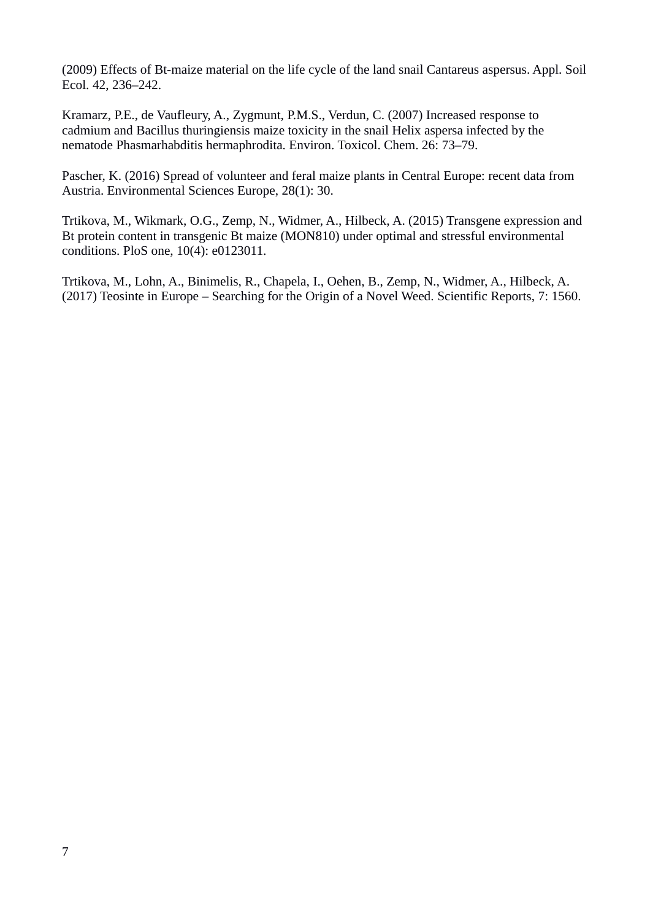(2009) Effects of Bt-maize material on the life cycle of the land snail Cantareus aspersus. Appl. Soil Ecol. 42, 236–242.

Kramarz, P.E., de Vaufleury, A., Zygmunt, P.M.S., Verdun, C. (2007) Increased response to cadmium and Bacillus thuringiensis maize toxicity in the snail Helix aspersa infected by the nematode Phasmarhabditis hermaphrodita. Environ. Toxicol. Chem. 26: 73–79.

Pascher, K. (2016) Spread of volunteer and feral maize plants in Central Europe: recent data from Austria. Environmental Sciences Europe, 28(1): 30.

Trtikova, M., Wikmark, O.G., Zemp, N., Widmer, A., Hilbeck, A. (2015) Transgene expression and Bt protein content in transgenic Bt maize (MON810) under optimal and stressful environmental conditions. PloS one, 10(4): e0123011.

Trtikova, M., Lohn, A., Binimelis, R., Chapela, I., Oehen, B., Zemp, N., Widmer, A., Hilbeck, A. (2017) Teosinte in Europe – Searching for the Origin of a Novel Weed. Scientific Reports, 7: 1560.